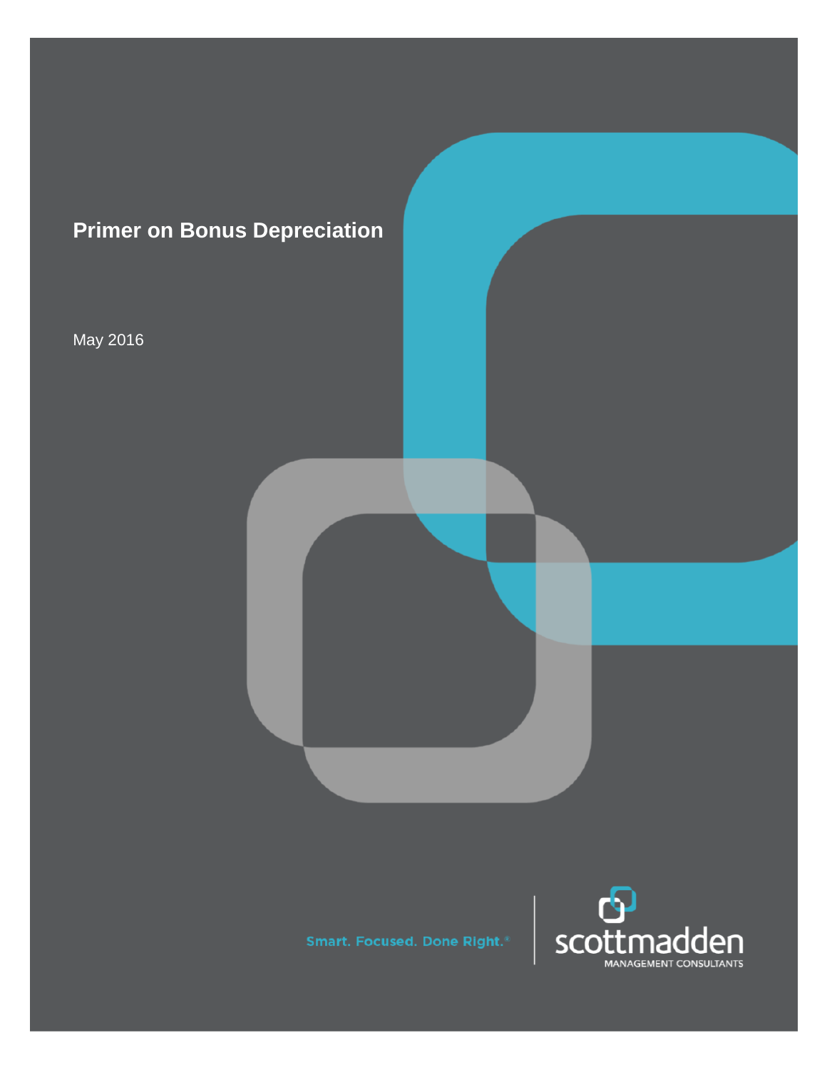# Primer on Bonus Depreciation

May 2016

Smart. Focused. Done Right.®

scottmadden
MANAGEMENT CONSULTANTS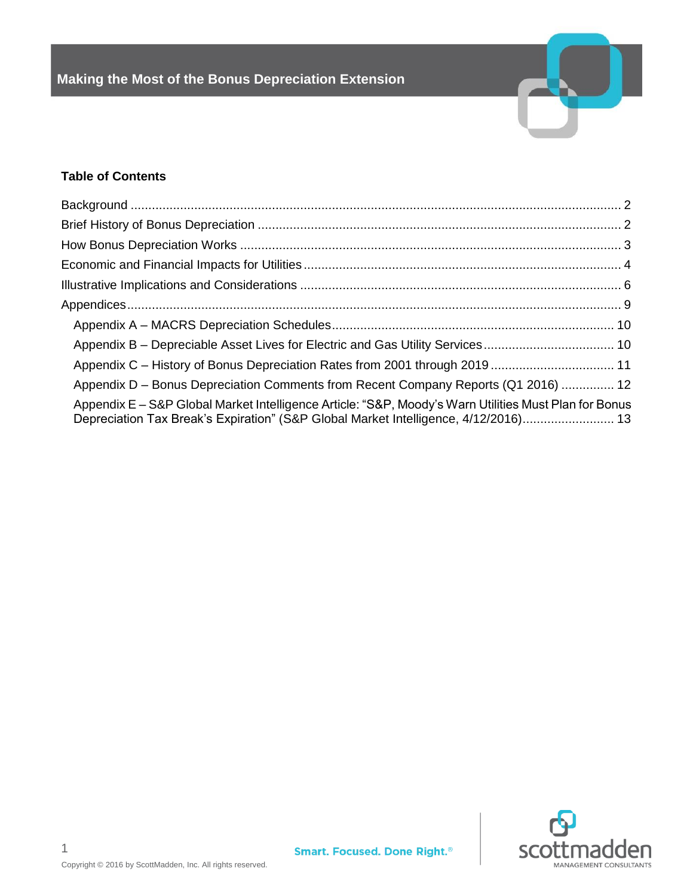# Making the Most of the Bonus Depreciation Extension

## Table of Contents

- Background ... 2
- Brief History of Bonus Depreciation ... 2
- How Bonus Depreciation Works ... 3
- Economic and Financial Impacts for Utilities ... 4
- Illustrative Implications and Considerations ... 6
- Appendices ... 9
  - Appendix A – MACRS Depreciation Schedules ... 10
  - Appendix B – Depreciable Asset Lives for Electric and Gas Utility Services ... 10
  - Appendix C – History of Bonus Depreciation Rates from 2001 through 2019 ... 11
  - Appendix D – Bonus Depreciation Comments from Recent Company Reports (Q1 2016) ... 12
  - Appendix E – S&P Global Market Intelligence Article: "S&P, Moody's Warn Utilities Must Plan for Bonus Depreciation Tax Break's Expiration" (S&P Global Market Intelligence, 4/12/2016) ... 13

Copyright © 2016 by ScottMadden, Inc. All rights reserved.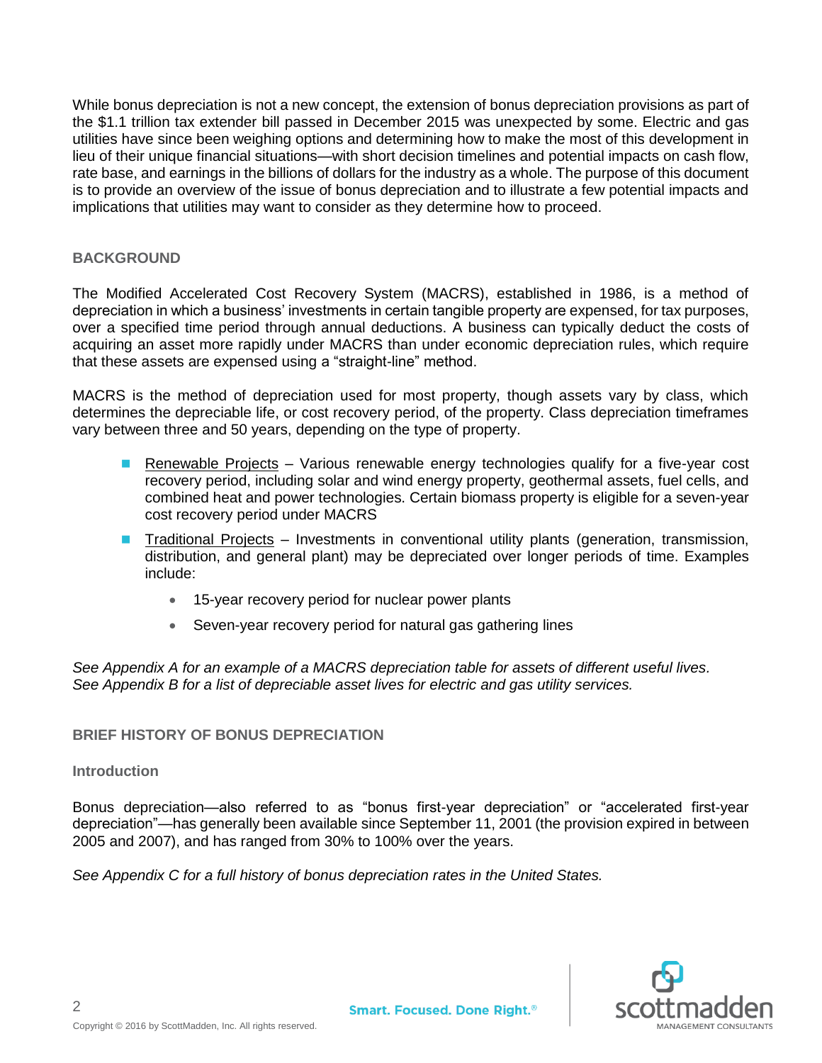While bonus depreciation is not a new concept, the extension of bonus depreciation provisions as part of the $1.1 trillion tax extender bill passed in December 2015 was unexpected by some. Electric and gas utilities have since been weighing options and determining how to make the most of this development in lieu of their unique financial situations—with short decision timelines and potential impacts on cash flow, rate base, and earnings in the billions of dollars for the industry as a whole. The purpose of this document is to provide an overview of the issue of bonus depreciation and to illustrate a few potential impacts and implications that utilities may want to consider as they determine how to proceed.

## BACKGROUND

The Modified Accelerated Cost Recovery System (MACRS), established in 1986, is a method of depreciation in which a business' investments in certain tangible property are expensed, for tax purposes, over a specified time period through annual deductions. A business can typically deduct the costs of acquiring an asset more rapidly under MACRS than under economic depreciation rules, which require that these assets are expensed using a "straight-line" method.

MACRS is the method of depreciation used for most property, though assets vary by class, which determines the depreciable life, or cost recovery period, of the property. Class depreciation timeframes vary between three and 50 years, depending on the type of property.

- Renewable Projects – Various renewable energy technologies qualify for a five-year cost recovery period, including solar and wind energy property, geothermal assets, fuel cells, and combined heat and power technologies. Certain biomass property is eligible for a seven-year cost recovery period under MACRS
- Traditional Projects – Investments in conventional utility plants (generation, transmission, distribution, and general plant) may be depreciated over longer periods of time. Examples include:
  - 15-year recovery period for nuclear power plants
  - Seven-year recovery period for natural gas gathering lines

*See Appendix A for an example of a MACRS depreciation table for assets of different useful lives.*
*See Appendix B for a list of depreciable asset lives for electric and gas utility services.*

## BRIEF HISTORY OF BONUS DEPRECIATION

### Introduction

Bonus depreciation—also referred to as "bonus first-year depreciation" or "accelerated first-year depreciation"—has generally been available since September 11, 2001 (the provision expired in between 2005 and 2007), and has ranged from 30% to 100% over the years.

*See Appendix C for a full history of bonus depreciation rates in the United States.*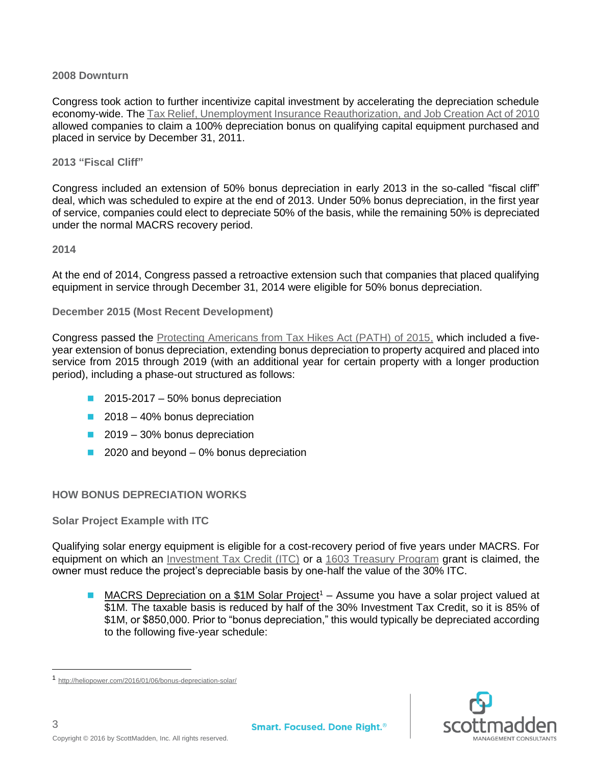### 2008 Downturn

Congress took action to further incentivize capital investment by accelerating the depreciation schedule economy-wide. The Tax Relief, Unemployment Insurance Reauthorization, and Job Creation Act of 2010 allowed companies to claim a 100% depreciation bonus on qualifying capital equipment purchased and placed in service by December 31, 2011.

### 2013 "Fiscal Cliff"

Congress included an extension of 50% bonus depreciation in early 2013 in the so-called "fiscal cliff" deal, which was scheduled to expire at the end of 2013. Under 50% bonus depreciation, in the first year of service, companies could elect to depreciate 50% of the basis, while the remaining 50% is depreciated under the normal MACRS recovery period.

### 2014

At the end of 2014, Congress passed a retroactive extension such that companies that placed qualifying equipment in service through December 31, 2014 were eligible for 50% bonus depreciation.

### December 2015 (Most Recent Development)

Congress passed the Protecting Americans from Tax Hikes Act (PATH) of 2015, which included a five-year extension of bonus depreciation, extending bonus depreciation to property acquired and placed into service from 2015 through 2019 (with an additional year for certain property with a longer production period), including a phase-out structured as follows:

- 2015-2017 – 50% bonus depreciation
- 2018 – 40% bonus depreciation
- 2019 – 30% bonus depreciation
- 2020 and beyond – 0% bonus depreciation

## HOW BONUS DEPRECIATION WORKS

### Solar Project Example with ITC

Qualifying solar energy equipment is eligible for a cost-recovery period of five years under MACRS. For equipment on which an Investment Tax Credit (ITC) or a 1603 Treasury Program grant is claimed, the owner must reduce the project's depreciable basis by one-half the value of the 30% ITC.

- MACRS Depreciation on a $1M Solar Project[1] – Assume you have a solar project valued at $1M. The taxable basis is reduced by half of the 30% Investment Tax Credit, so it is 85% of $1M, or $850,000. Prior to "bonus depreciation," this would typically be depreciated according to the following five-year schedule:

[1] http://heliopower.com/2016/01/06/bonus-depreciation-solar/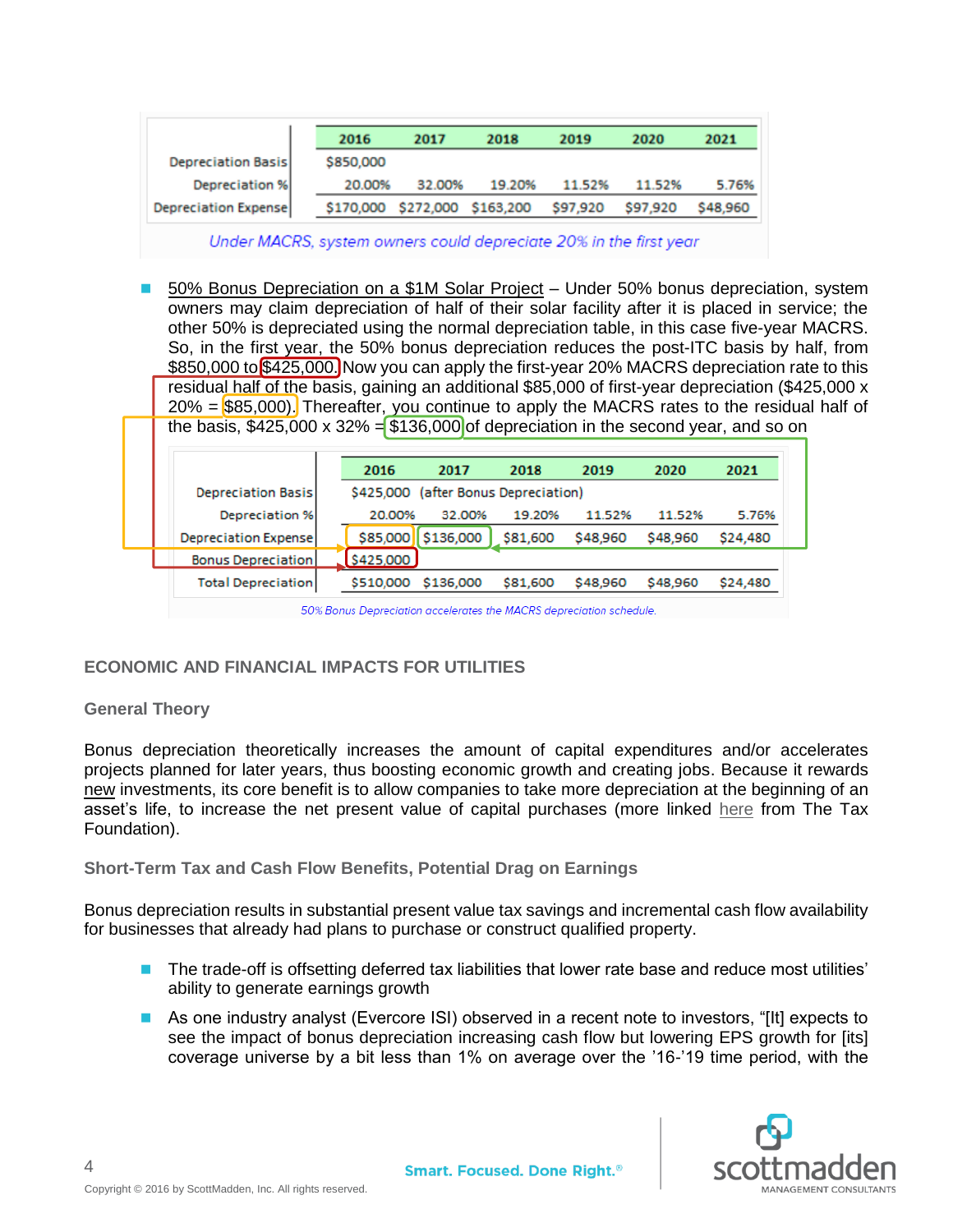| | 2016 | 2017 | 2018 | 2019 | 2020 | 2021 |
|---|---|---|---|---|---|---|
| Depreciation Basis | $850,000 | | | | | |
| Depreciation % | 20.00% | 32.00% | 19.20% | 11.52% | 11.52% | 5.76% |
| Depreciation Expense | $170,000 | $272,000 | $163,200 | $97,920 | $97,920 | $48,960 |

*Under MACRS, system owners could depreciate 20% in the first year*

- 50% Bonus Depreciation on a $1M Solar Project – Under 50% bonus depreciation, system owners may claim depreciation of half of their solar facility after it is placed in service; the other 50% is depreciated using the normal depreciation table, in this case five-year MACRS. So, in the first year, the 50% bonus depreciation reduces the post-ITC basis by half, from $850,000 to $425,000. Now you can apply the first-year 20% MACRS depreciation rate to this residual half of the basis, gaining an additional $85,000 of first-year depreciation ($425,000 x 20% = $85,000). Thereafter, you continue to apply the MACRS rates to the residual half of the basis, $425,000 x 32% = $136,000 of depreciation in the second year, and so on

| | 2016 | 2017 | 2018 | 2019 | 2020 | 2021 |
|---|---|---|---|---|---|---|
| Depreciation Basis | $425,000 (after Bonus Depreciation) | | | | | |
| Depreciation % | 20.00% | 32.00% | 19.20% | 11.52% | 11.52% | 5.76% |
| Depreciation Expense | $85,000 | $136,000 | $81,600 | $48,960 | $48,960 | $24,480 |
| Bonus Depreciation | $425,000 | | | | | |
| Total Depreciation | $510,000 | $136,000 | $81,600 | $48,960 | $48,960 | $24,480 |

*50% Bonus Depreciation accelerates the MACRS depreciation schedule.*

## ECONOMIC AND FINANCIAL IMPACTS FOR UTILITIES

### General Theory

Bonus depreciation theoretically increases the amount of capital expenditures and/or accelerates projects planned for later years, thus boosting economic growth and creating jobs. Because it rewards new investments, its core benefit is to allow companies to take more depreciation at the beginning of an asset's life, to increase the net present value of capital purchases (more linked here from The Tax Foundation).

### Short-Term Tax and Cash Flow Benefits, Potential Drag on Earnings

Bonus depreciation results in substantial present value tax savings and incremental cash flow availability for businesses that already had plans to purchase or construct qualified property.

- The trade-off is offsetting deferred tax liabilities that lower rate base and reduce most utilities' ability to generate earnings growth
- As one industry analyst (Evercore ISI) observed in a recent note to investors, "[It] expects to see the impact of bonus depreciation increasing cash flow but lowering EPS growth for [its] coverage universe by a bit less than 1% on average over the '16-'19 time period, with the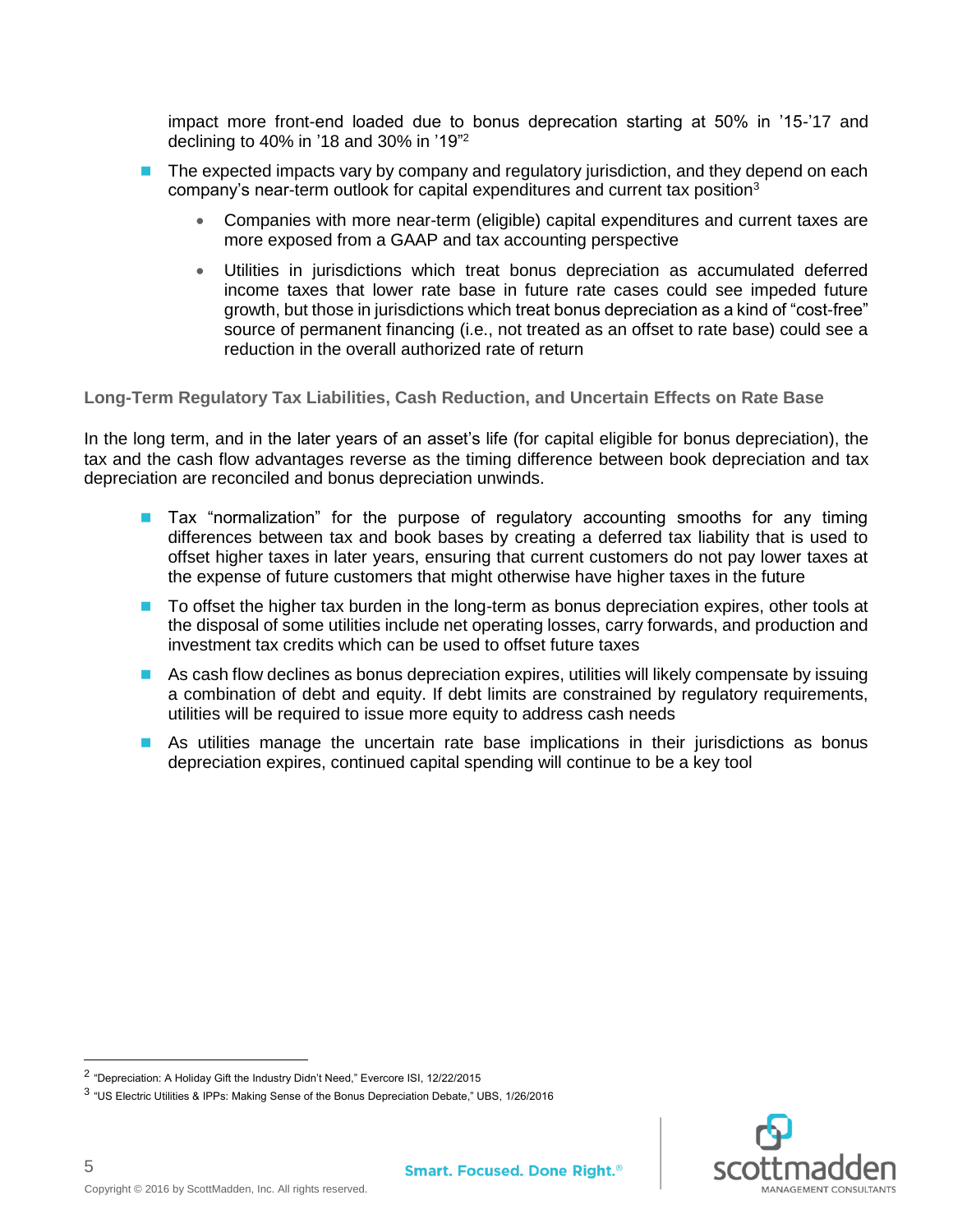impact more front-end loaded due to bonus depreciation starting at 50% in '15-'17 and declining to 40% in '18 and 30% in '19"[2]

- The expected impacts vary by company and regulatory jurisdiction, and they depend on each company's near-term outlook for capital expenditures and current tax position[3]
  - Companies with more near-term (eligible) capital expenditures and current taxes are more exposed from a GAAP and tax accounting perspective
  - Utilities in jurisdictions which treat bonus depreciation as accumulated deferred income taxes that lower rate base in future rate cases could see impeded future growth, but those in jurisdictions which treat bonus depreciation as a kind of "cost-free" source of permanent financing (i.e., not treated as an offset to rate base) could see a reduction in the overall authorized rate of return

### Long-Term Regulatory Tax Liabilities, Cash Reduction, and Uncertain Effects on Rate Base

In the long term, and in the later years of an asset's life (for capital eligible for bonus depreciation), the tax and the cash flow advantages reverse as the timing difference between book depreciation and tax depreciation are reconciled and bonus depreciation unwinds.

- Tax "normalization" for the purpose of regulatory accounting smooths for any timing differences between tax and book bases by creating a deferred tax liability that is used to offset higher taxes in later years, ensuring that current customers do not pay lower taxes at the expense of future customers that might otherwise have higher taxes in the future
- To offset the higher tax burden in the long-term as bonus depreciation expires, other tools at the disposal of some utilities include net operating losses, carry forwards, and production and investment tax credits which can be used to offset future taxes
- As cash flow declines as bonus depreciation expires, utilities will likely compensate by issuing a combination of debt and equity. If debt limits are constrained by regulatory requirements, utilities will be required to issue more equity to address cash needs
- As utilities manage the uncertain rate base implications in their jurisdictions as bonus depreciation expires, continued capital spending will continue to be a key tool

---

[2] "Depreciation: A Holiday Gift the Industry Didn't Need," Evercore ISI, 12/22/2015

[3] "US Electric Utilities & IPPs: Making Sense of the Bonus Depreciation Debate," UBS, 1/26/2016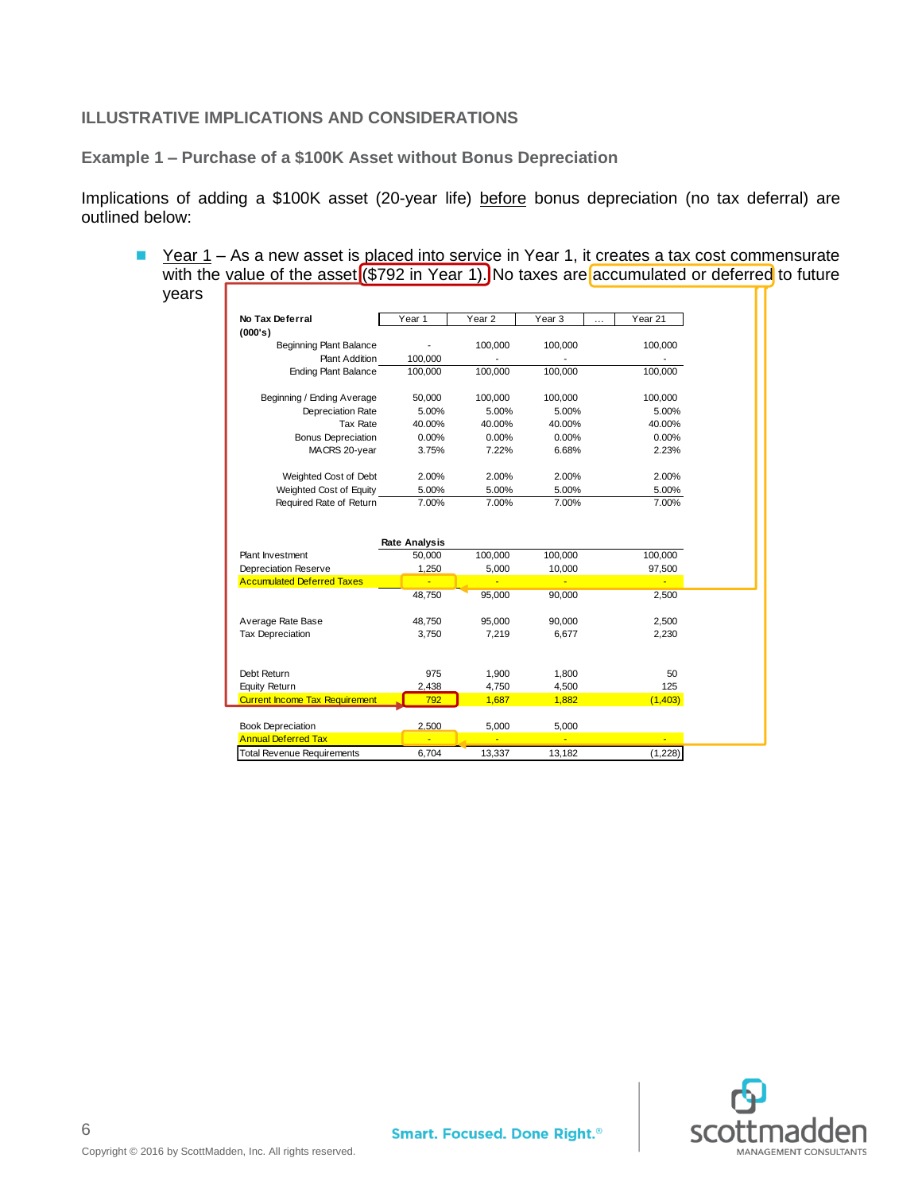## ILLUSTRATIVE IMPLICATIONS AND CONSIDERATIONS

### Example 1 – Purchase of a $100K Asset without Bonus Depreciation

Implications of adding a $100K asset (20-year life) before bonus depreciation (no tax deferral) are outlined below:

- Year 1 – As a new asset is placed into service in Year 1, it creates a tax cost commensurate with the value of the asset ($792 in Year 1). No taxes are accumulated or deferred to future years

| No Tax Deferral (000's) | Year 1 | Year 2 | Year 3 | … | Year 21 |
|---|---|---|---|---|---|
| Beginning Plant Balance | - | 100,000 | 100,000 | | 100,000 |
| Plant Addition | 100,000 | - | - | | - |
| Ending Plant Balance | 100,000 | 100,000 | 100,000 | | 100,000 |
| | | | | | |
| Beginning / Ending Average | 50,000 | 100,000 | 100,000 | | 100,000 |
| Depreciation Rate | 5.00% | 5.00% | 5.00% | | 5.00% |
| Tax Rate | 40.00% | 40.00% | 40.00% | | 40.00% |
| Bonus Depreciation | 0.00% | 0.00% | 0.00% | | 0.00% |
| MACRS 20-year | 3.75% | 7.22% | 6.68% | | 2.23% |
| | | | | | |
| Weighted Cost of Debt | 2.00% | 2.00% | 2.00% | | 2.00% |
| Weighted Cost of Equity | 5.00% | 5.00% | 5.00% | | 5.00% |
| Required Rate of Return | 7.00% | 7.00% | 7.00% | | 7.00% |
| | | | | | |
| **Rate Analysis** | | | | | |
| Plant Investment | 50,000 | 100,000 | 100,000 | | 100,000 |
| Depreciation Reserve | 1,250 | 5,000 | 10,000 | | 97,500 |
| Accumulated Deferred Taxes | - | - | - | | - |
| | 48,750 | 95,000 | 90,000 | | 2,500 |
| | | | | | |
| Average Rate Base | 48,750 | 95,000 | 90,000 | | 2,500 |
| Tax Depreciation | 3,750 | 7,219 | 6,677 | | 2,230 |
| | | | | | |
| Debt Return | 975 | 1,900 | 1,800 | | 50 |
| Equity Return | 2,438 | 4,750 | 4,500 | | 125 |
| Current Income Tax Requirement | 792 | 1,687 | 1,882 | | (1,403) |
| | | | | | |
| Book Depreciation | 2,500 | 5,000 | 5,000 | | |
| Annual Deferred Tax | - | - | - | | - |
| Total Revenue Requirements | 6,704 | 13,337 | 13,182 | | (1,228) |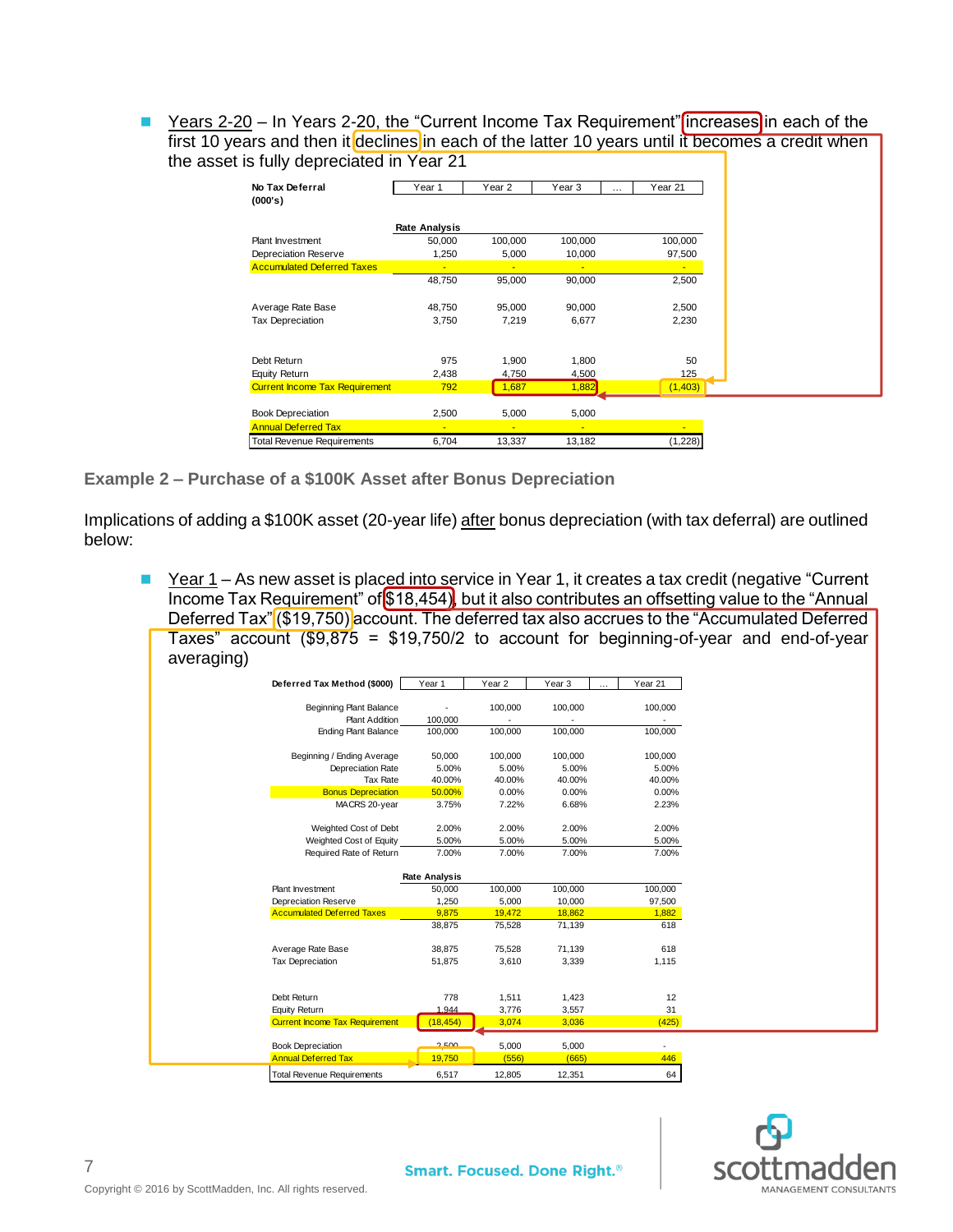- Years 2-20 – In Years 2-20, the "Current Income Tax Requirement" increases in each of the first 10 years and then it declines in each of the latter 10 years until it becomes a credit when the asset is fully depreciated in Year 21

| No Tax Deferral (000's) | Year 1 | Year 2 | Year 3 | … | Year 21 |
|---|---|---|---|---|---|
| **Rate Analysis** | | | | | |
| Plant Investment | 50,000 | 100,000 | 100,000 | | 100,000 |
| Depreciation Reserve | 1,250 | 5,000 | 10,000 | | 97,500 |
| Accumulated Deferred Taxes | - | - | - | | - |
| | 48,750 | 95,000 | 90,000 | | 2,500 |
| Average Rate Base | 48,750 | 95,000 | 90,000 | | 2,500 |
| Tax Depreciation | 3,750 | 7,219 | 6,677 | | 2,230 |
| Debt Return | 975 | 1,900 | 1,800 | | 50 |
| Equity Return | 2,438 | 4,750 | 4,500 | | 125 |
| Current Income Tax Requirement | 792 | 1,687 | 1,882 | | (1,403) |
| Book Depreciation | 2,500 | 5,000 | 5,000 | | |
| Annual Deferred Tax | - | - | - | | - |
| Total Revenue Requirements | 6,704 | 13,337 | 13,182 | | (1,228) |

### Example 2 – Purchase of a $100K Asset after Bonus Depreciation

Implications of adding a $100K asset (20-year life) after bonus depreciation (with tax deferral) are outlined below:

- Year 1 – As new asset is placed into service in Year 1, it creates a tax credit (negative "Current Income Tax Requirement" of $18,454), but it also contributes an offsetting value to the "Annual Deferred Tax" ($19,750) account. The deferred tax also accrues to the "Accumulated Deferred Taxes" account ($9,875 = $19,750/2 to account for beginning-of-year and end-of-year averaging)

| Deferred Tax Method ($000) | Year 1 | Year 2 | Year 3 | … | Year 21 |
|---|---|---|---|---|---|
| Beginning Plant Balance | - | 100,000 | 100,000 | | 100,000 |
| Plant Addition | 100,000 | - | - | | - |
| Ending Plant Balance | 100,000 | 100,000 | 100,000 | | 100,000 |
| Beginning / Ending Average | 50,000 | 100,000 | 100,000 | | 100,000 |
| Depreciation Rate | 5.00% | 5.00% | 5.00% | | 5.00% |
| Tax Rate | 40.00% | 40.00% | 40.00% | | 40.00% |
| Bonus Depreciation | 50.00% | 0.00% | 0.00% | | 0.00% |
| MACRS 20-year | 3.75% | 7.22% | 6.68% | | 2.23% |
| Weighted Cost of Debt | 2.00% | 2.00% | 2.00% | | 2.00% |
| Weighted Cost of Equity | 5.00% | 5.00% | 5.00% | | 5.00% |
| Required Rate of Return | 7.00% | 7.00% | 7.00% | | 7.00% |
| **Rate Analysis** | | | | | |
| Plant Investment | 50,000 | 100,000 | 100,000 | | 100,000 |
| Depreciation Reserve | 1,250 | 5,000 | 10,000 | | 97,500 |
| Accumulated Deferred Taxes | 9,875 | 19,472 | 18,862 | | 1,882 |
| | 38,875 | 75,528 | 71,139 | | 618 |
| Average Rate Base | 38,875 | 75,528 | 71,139 | | 618 |
| Tax Depreciation | 51,875 | 3,610 | 3,339 | | 1,115 |
| Debt Return | 778 | 1,511 | 1,423 | | 12 |
| Equity Return | 1,944 | 3,776 | 3,557 | | 31 |
| Current Income Tax Requirement | (18,454) | 3,074 | 3,036 | | (425) |
| Book Depreciation | 2,500 | 5,000 | 5,000 | | - |
| Annual Deferred Tax | 19,750 | (556) | (665) | | 446 |
| Total Revenue Requirements | 6,517 | 12,805 | 12,351 | | 64 |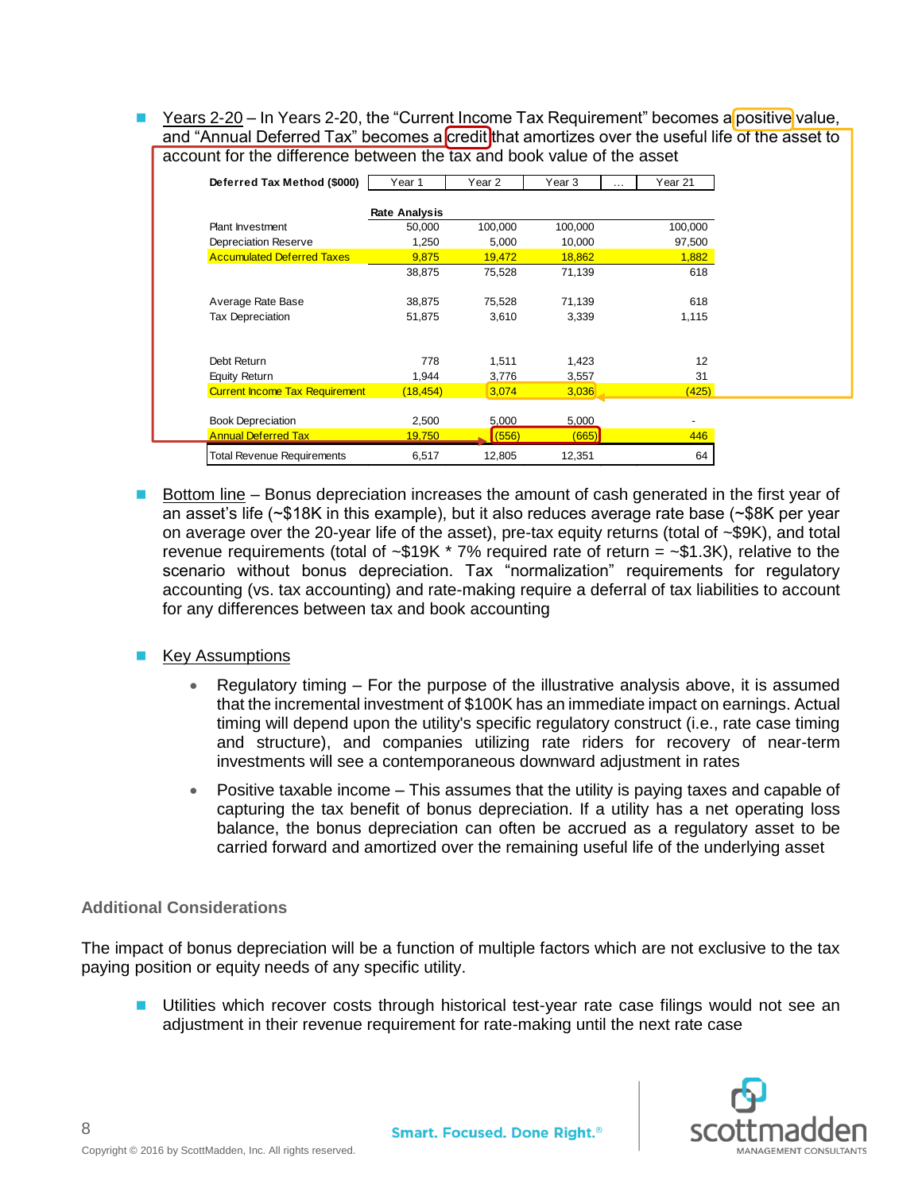- Years 2-20 – In Years 2-20, the "Current Income Tax Requirement" becomes a positive value, and "Annual Deferred Tax" becomes a credit that amortizes over the useful life of the asset to account for the difference between the tax and book value of the asset

| Deferred Tax Method ($000) | Year 1 | Year 2 | Year 3 | … | Year 21 |
|---|---|---|---|---|---|
| | Rate Analysis | | | | |
| Plant Investment | 50,000 | 100,000 | 100,000 | | 100,000 |
| Depreciation Reserve | 1,250 | 5,000 | 10,000 | | 97,500 |
| Accumulated Deferred Taxes | 9,875 | 19,472 | 18,862 | | 1,882 |
| | 38,875 | 75,528 | 71,139 | | 618 |
| Average Rate Base | 38,875 | 75,528 | 71,139 | | 618 |
| Tax Depreciation | 51,875 | 3,610 | 3,339 | | 1,115 |
| Debt Return | 778 | 1,511 | 1,423 | | 12 |
| Equity Return | 1,944 | 3,776 | 3,557 | | 31 |
| Current Income Tax Requirement | (18,454) | 3,074 | 3,036 | | (425) |
| Book Depreciation | 2,500 | 5,000 | 5,000 | | - |
| Annual Deferred Tax | 19,750 | (556) | (665) | | 446 |
| Total Revenue Requirements | 6,517 | 12,805 | 12,351 | | 64 |

- Bottom line – Bonus depreciation increases the amount of cash generated in the first year of an asset's life (~$18K in this example), but it also reduces average rate base (~$8K per year on average over the 20-year life of the asset), pre-tax equity returns (total of ~$9K), and total revenue requirements (total of ~$19K * 7% required rate of return = ~$1.3K), relative to the scenario without bonus depreciation. Tax "normalization" requirements for regulatory accounting (vs. tax accounting) and rate-making require a deferral of tax liabilities to account for any differences between tax and book accounting

- Key Assumptions
  - Regulatory timing – For the purpose of the illustrative analysis above, it is assumed that the incremental investment of $100K has an immediate impact on earnings. Actual timing will depend upon the utility's specific regulatory construct (i.e., rate case timing and structure), and companies utilizing rate riders for recovery of near-term investments will see a contemporaneous downward adjustment in rates
  - Positive taxable income – This assumes that the utility is paying taxes and capable of capturing the tax benefit of bonus depreciation. If a utility has a net operating loss balance, the bonus depreciation can often be accrued as a regulatory asset to be carried forward and amortized over the remaining useful life of the underlying asset

### Additional Considerations

The impact of bonus depreciation will be a function of multiple factors which are not exclusive to the tax paying position or equity needs of any specific utility.

- Utilities which recover costs through historical test-year rate case filings would not see an adjustment in their revenue requirement for rate-making until the next rate case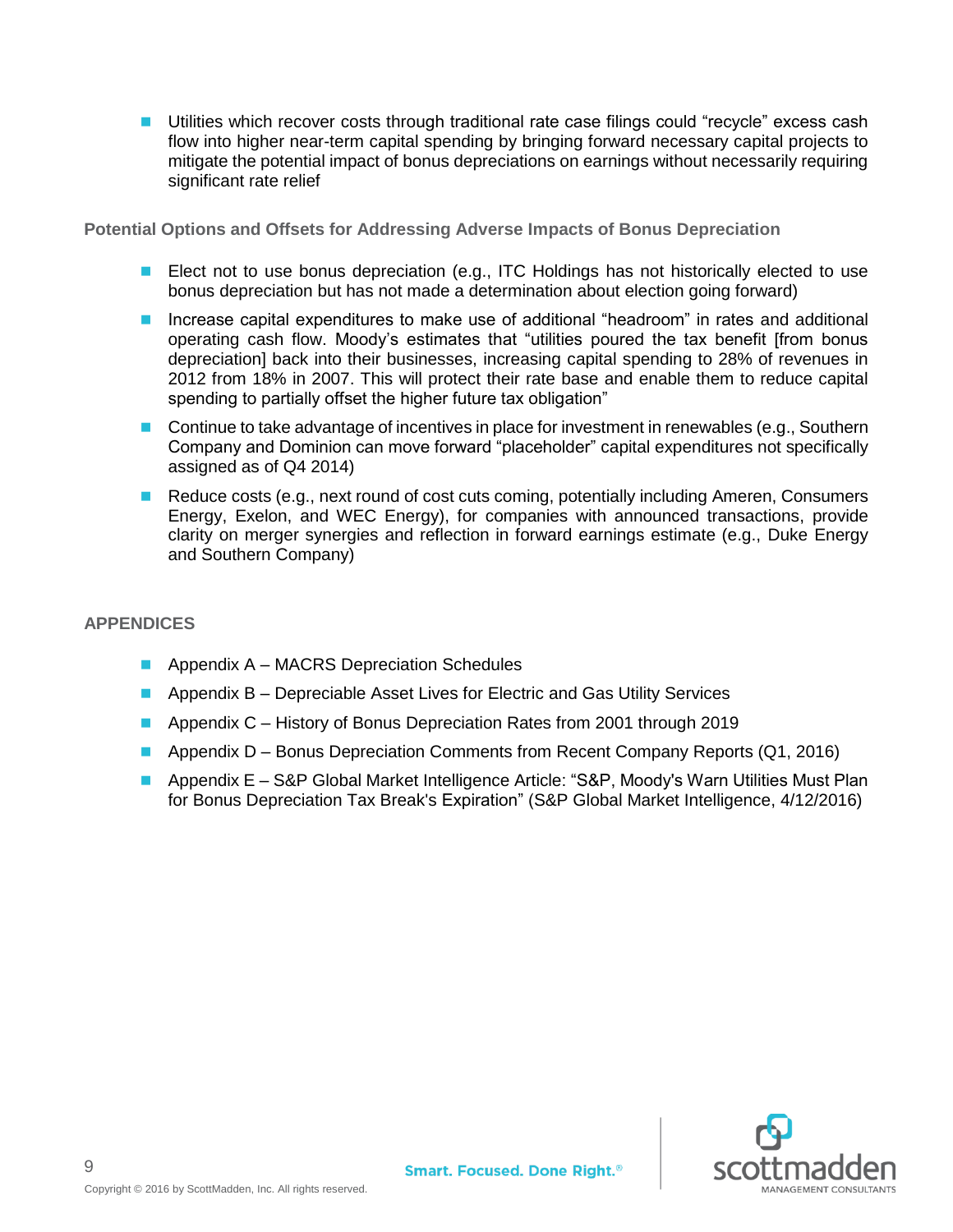- Utilities which recover costs through traditional rate case filings could “recycle” excess cash flow into higher near-term capital spending by bringing forward necessary capital projects to mitigate the potential impact of bonus depreciations on earnings without necessarily requiring significant rate relief

### Potential Options and Offsets for Addressing Adverse Impacts of Bonus Depreciation

- Elect not to use bonus depreciation (e.g., ITC Holdings has not historically elected to use bonus depreciation but has not made a determination about election going forward)
- Increase capital expenditures to make use of additional “headroom” in rates and additional operating cash flow. Moody’s estimates that “utilities poured the tax benefit [from bonus depreciation] back into their businesses, increasing capital spending to 28% of revenues in 2012 from 18% in 2007. This will protect their rate base and enable them to reduce capital spending to partially offset the higher future tax obligation”
- Continue to take advantage of incentives in place for investment in renewables (e.g., Southern Company and Dominion can move forward “placeholder” capital expenditures not specifically assigned as of Q4 2014)
- Reduce costs (e.g., next round of cost cuts coming, potentially including Ameren, Consumers Energy, Exelon, and WEC Energy), for companies with announced transactions, provide clarity on merger synergies and reflection in forward earnings estimate (e.g., Duke Energy and Southern Company)

## APPENDICES

- Appendix A – MACRS Depreciation Schedules
- Appendix B – Depreciable Asset Lives for Electric and Gas Utility Services
- Appendix C – History of Bonus Depreciation Rates from 2001 through 2019
- Appendix D – Bonus Depreciation Comments from Recent Company Reports (Q1, 2016)
- Appendix E – S&P Global Market Intelligence Article: “S&P, Moody's Warn Utilities Must Plan for Bonus Depreciation Tax Break's Expiration” (S&P Global Market Intelligence, 4/12/2016)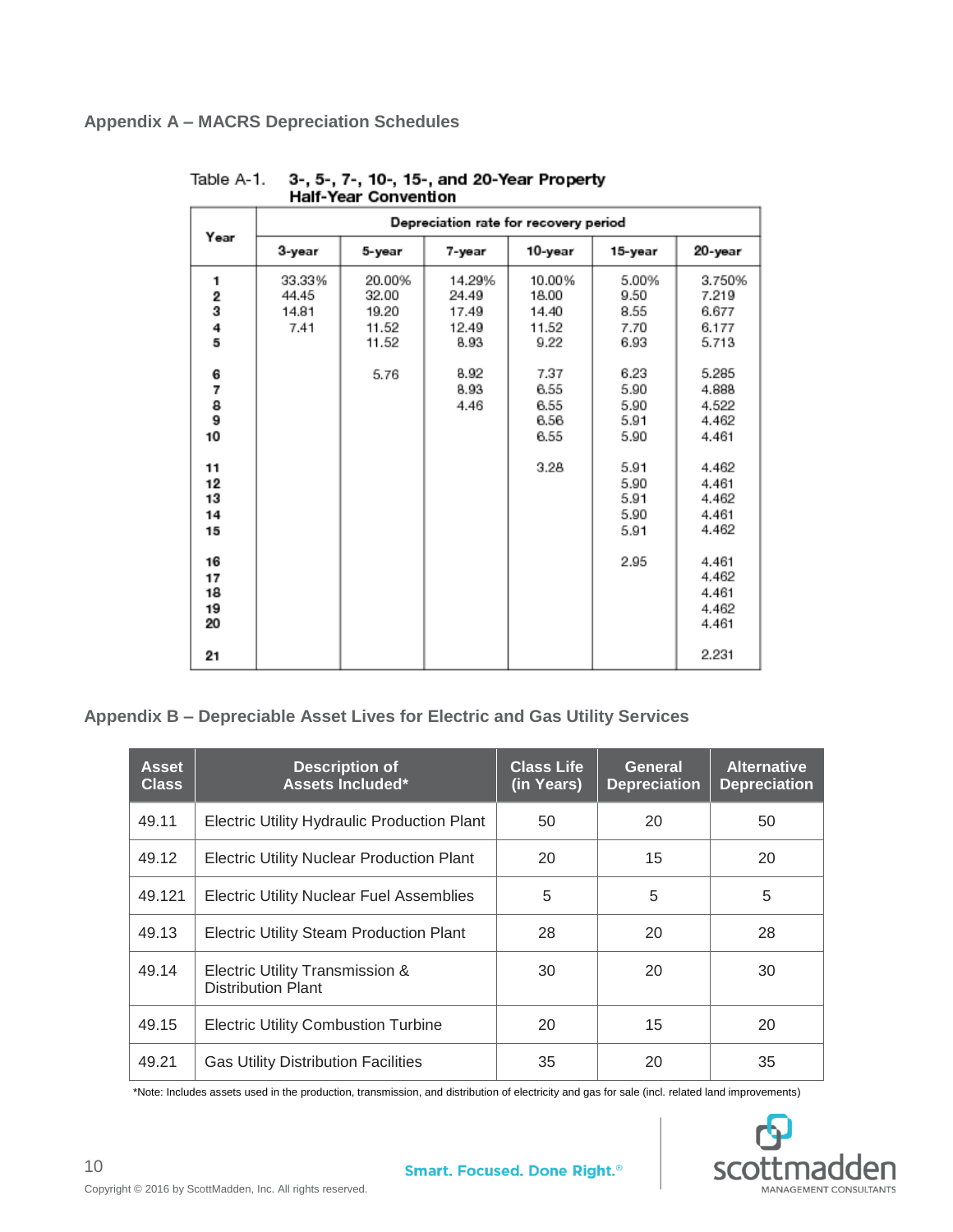## Appendix A – MACRS Depreciation Schedules

Table A-1. **3-, 5-, 7-, 10-, 15-, and 20-Year Property Half-Year Convention**

| Year | Depreciation rate for recovery period | | | | | |
|---|---|---|---|---|---|---|
| | 3-year | 5-year | 7-year | 10-year | 15-year | 20-year |
| 1 | 33.33% | 20.00% | 14.29% | 10.00% | 5.00% | 3.750% |
| 2 | 44.45 | 32.00 | 24.49 | 18.00 | 9.50 | 7.219 |
| 3 | 14.81 | 19.20 | 17.49 | 14.40 | 8.55 | 6.677 |
| 4 | 7.41 | 11.52 | 12.49 | 11.52 | 7.70 | 6.177 |
| 5 | | 11.52 | 8.93 | 9.22 | 6.93 | 5.713 |
| 6 | | 5.76 | 8.92 | 7.37 | 6.23 | 5.285 |
| 7 | | | 8.93 | 6.55 | 5.90 | 4.888 |
| 8 | | | 4.46 | 6.55 | 5.90 | 4.522 |
| 9 | | | | 6.56 | 5.91 | 4.462 |
| 10 | | | | 6.55 | 5.90 | 4.461 |
| 11 | | | | 3.28 | 5.91 | 4.462 |
| 12 | | | | | 5.90 | 4.461 |
| 13 | | | | | 5.91 | 4.462 |
| 14 | | | | | 5.90 | 4.461 |
| 15 | | | | | 5.91 | 4.462 |
| 16 | | | | | 2.95 | 4.461 |
| 17 | | | | | | 4.462 |
| 18 | | | | | | 4.461 |
| 19 | | | | | | 4.462 |
| 20 | | | | | | 4.461 |
| 21 | | | | | | 2.231 |

## Appendix B – Depreciable Asset Lives for Electric and Gas Utility Services

| Asset Class | Description of Assets Included* | Class Life (in Years) | General Depreciation | Alternative Depreciation |
|---|---|---|---|---|
| 49.11 | Electric Utility Hydraulic Production Plant | 50 | 20 | 50 |
| 49.12 | Electric Utility Nuclear Production Plant | 20 | 15 | 20 |
| 49.121 | Electric Utility Nuclear Fuel Assemblies | 5 | 5 | 5 |
| 49.13 | Electric Utility Steam Production Plant | 28 | 20 | 28 |
| 49.14 | Electric Utility Transmission & Distribution Plant | 30 | 20 | 30 |
| 49.15 | Electric Utility Combustion Turbine | 20 | 15 | 20 |
| 49.21 | Gas Utility Distribution Facilities | 35 | 20 | 35 |

*Note: Includes assets used in the production, transmission, and distribution of electricity and gas for sale (incl. related land improvements)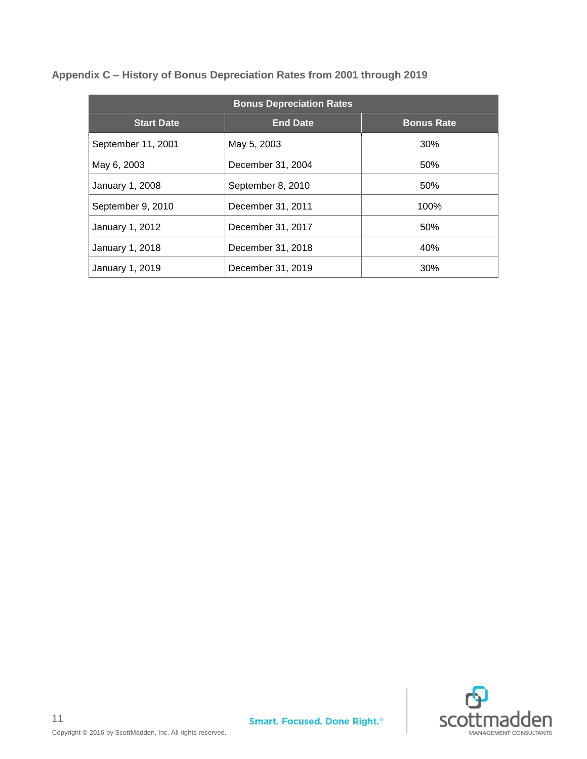### Appendix C – History of Bonus Depreciation Rates from 2001 through 2019

| Bonus Depreciation Rates | | |
|---|---|---|
| **Start Date** | **End Date** | **Bonus Rate** |
| September 11, 2001 | May 5, 2003 | 30% |
| May 6, 2003 | December 31, 2004 | 50% |
| January 1, 2008 | September 8, 2010 | 50% |
| September 9, 2010 | December 31, 2011 | 100% |
| January 1, 2012 | December 31, 2017 | 50% |
| January 1, 2018 | December 31, 2018 | 40% |
| January 1, 2019 | December 31, 2019 | 30% |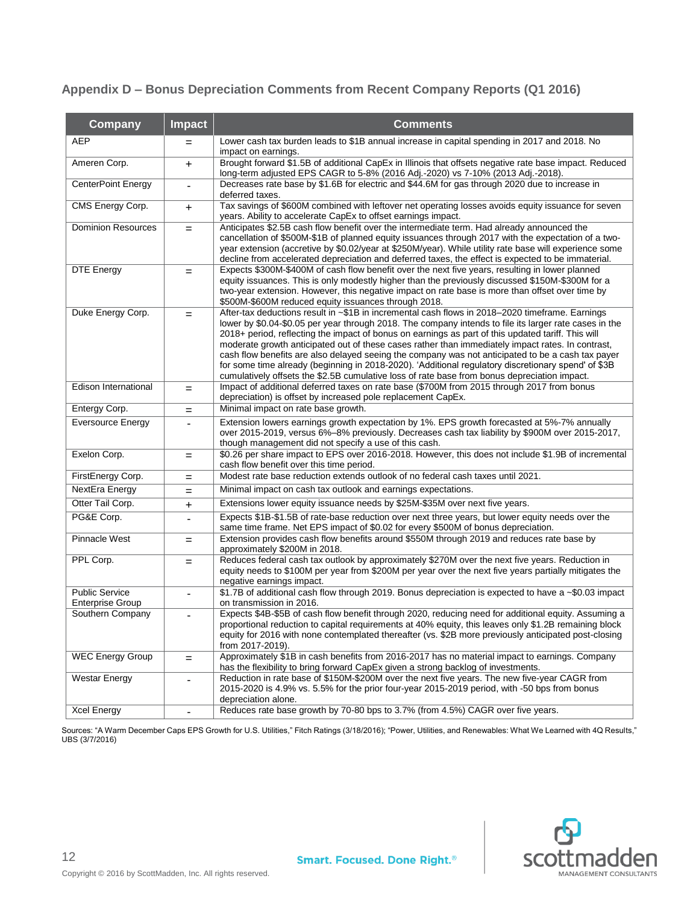## Appendix D – Bonus Depreciation Comments from Recent Company Reports (Q1 2016)

| Company | Impact | Comments |
|---|---|---|
| AEP | = | Lower cash tax burden leads to $1B annual increase in capital spending in 2017 and 2018. No impact on earnings. |
| Ameren Corp. | + | Brought forward $1.5B of additional CapEx in Illinois that offsets negative rate base impact. Reduced long-term adjusted EPS CAGR to 5-8% (2016 Adj.-2020) vs 7-10% (2013 Adj.-2018). |
| CenterPoint Energy | - | Decreases rate base by $1.6B for electric and $44.6M for gas through 2020 due to increase in deferred taxes. |
| CMS Energy Corp. | + | Tax savings of $600M combined with leftover net operating losses avoids equity issuance for seven years. Ability to accelerate CapEx to offset earnings impact. |
| Dominion Resources | = | Anticipates $2.5B cash flow benefit over the intermediate term. Had already announced the cancellation of $500M-$1B of planned equity issuances through 2017 with the expectation of a two-year extension (accretive by $0.02/year at $250M/year). While utility rate base will experience some decline from accelerated depreciation and deferred taxes, the effect is expected to be immaterial. |
| DTE Energy | = | Expects $300M-$400M of cash flow benefit over the next five years, resulting in lower planned equity issuances. This is only modestly higher than the previously discussed $150M-$300M for a two-year extension. However, this negative impact on rate base is more than offset over time by $500M-$600M reduced equity issuances through 2018. |
| Duke Energy Corp. | = | After-tax deductions result in ~$1B in incremental cash flows in 2018–2020 timeframe. Earnings lower by $0.04-$0.05 per year through 2018. The company intends to file its larger rate cases in the 2018+ period, reflecting the impact of bonus on earnings as part of this updated tariff. This will moderate growth anticipated out of these cases rather than immediately impact rates. In contrast, cash flow benefits are also delayed seeing the company was not anticipated to be a cash tax payer for some time already (beginning in 2018-2020). 'Additional regulatory discretionary spend' of $3B cumulatively offsets the $2.5B cumulative loss of rate base from bonus depreciation impact. |
| Edison International | = | Impact of additional deferred taxes on rate base ($700M from 2015 through 2017 from bonus depreciation) is offset by increased pole replacement CapEx. |
| Entergy Corp. | = | Minimal impact on rate base growth. |
| Eversource Energy | - | Extension lowers earnings growth expectation by 1%. EPS growth forecasted at 5%-7% annually over 2015-2019, versus 6%–8% previously. Decreases cash tax liability by $900M over 2015-2017, though management did not specify a use of this cash. |
| Exelon Corp. | = | $0.26 per share impact to EPS over 2016-2018. However, this does not include $1.9B of incremental cash flow benefit over this time period. |
| FirstEnergy Corp. | = | Modest rate base reduction extends outlook of no federal cash taxes until 2021. |
| NextEra Energy | = | Minimal impact on cash tax outlook and earnings expectations. |
| Otter Tail Corp. | + | Extensions lower equity issuance needs by $25M-$35M over next five years. |
| PG&E Corp. | - | Expects $1B-$1.5B of rate-base reduction over next three years, but lower equity needs over the same time frame. Net EPS impact of $0.02 for every $500M of bonus depreciation. |
| Pinnacle West | = | Extension provides cash flow benefits around $550M through 2019 and reduces rate base by approximately $200M in 2018. |
| PPL Corp. | = | Reduces federal cash tax outlook by approximately $270M over the next five years. Reduction in equity needs to $100M per year from $200M per year over the next five years partially mitigates the negative earnings impact. |
| Public Service Enterprise Group | - | $1.7B of additional cash flow through 2019. Bonus depreciation is expected to have a ~$0.03 impact on transmission in 2016. |
| Southern Company | - | Expects $4B-$5B of cash flow benefit through 2020, reducing need for additional equity. Assuming a proportional reduction to capital requirements at 40% equity, this leaves only $1.2B remaining block equity for 2016 with none contemplated thereafter (vs. $2B more previously anticipated post-closing from 2017-2019). |
| WEC Energy Group | = | Approximately $1B in cash benefits from 2016-2017 has no material impact to earnings. Company has the flexibility to bring forward CapEx given a strong backlog of investments. |
| Westar Energy | - | Reduction in rate base of $150M-$200M over the next five years. The new five-year CAGR from 2015-2020 is 4.9% vs. 5.5% for the prior four-year 2015-2019 period, with -50 bps from bonus depreciation alone. |
| Xcel Energy | - | Reduces rate base growth by 70-80 bps to 3.7% (from 4.5%) CAGR over five years. |

Sources: "A Warm December Caps EPS Growth for U.S. Utilities," Fitch Ratings (3/18/2016); "Power, Utilities, and Renewables: What We Learned with 4Q Results," UBS (3/7/2016)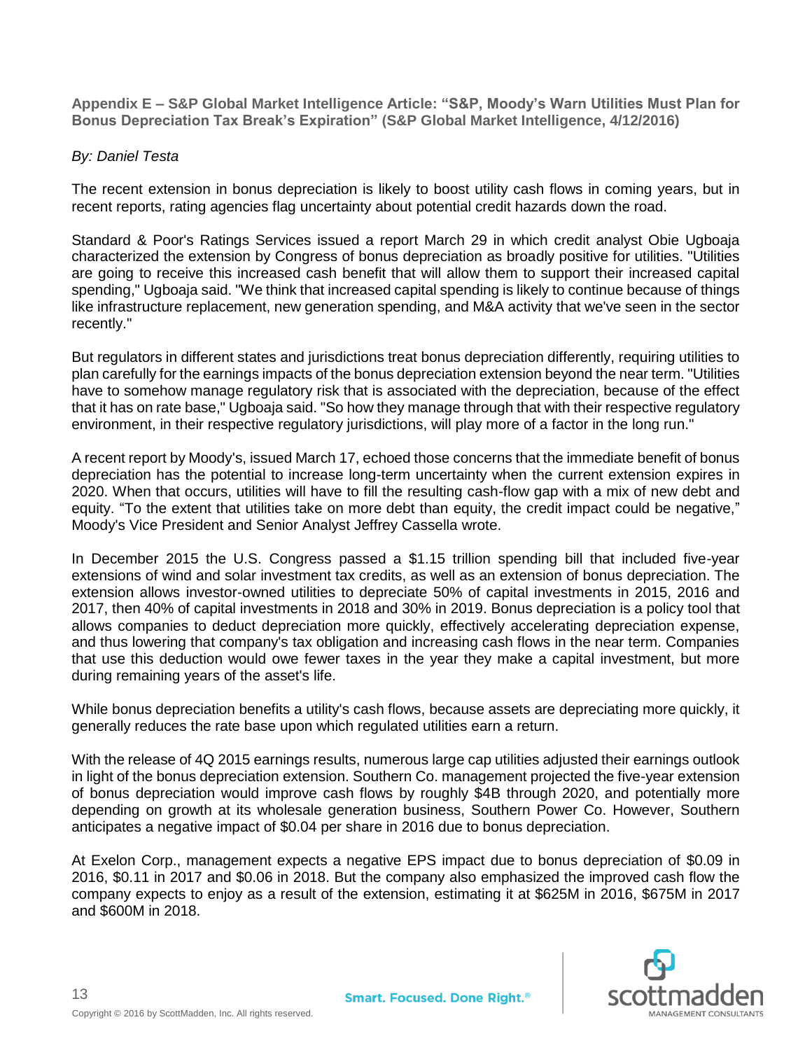**Appendix E – S&P Global Market Intelligence Article: "S&P, Moody's Warn Utilities Must Plan for Bonus Depreciation Tax Break's Expiration" (S&P Global Market Intelligence, 4/12/2016)**

*By: Daniel Testa*

The recent extension in bonus depreciation is likely to boost utility cash flows in coming years, but in recent reports, rating agencies flag uncertainty about potential credit hazards down the road.

Standard & Poor's Ratings Services issued a report March 29 in which credit analyst Obie Ugboaja characterized the extension by Congress of bonus depreciation as broadly positive for utilities. "Utilities are going to receive this increased cash benefit that will allow them to support their increased capital spending," Ugboaja said. "We think that increased capital spending is likely to continue because of things like infrastructure replacement, new generation spending, and M&A activity that we've seen in the sector recently."

But regulators in different states and jurisdictions treat bonus depreciation differently, requiring utilities to plan carefully for the earnings impacts of the bonus depreciation extension beyond the near term. "Utilities have to somehow manage regulatory risk that is associated with the depreciation, because of the effect that it has on rate base," Ugboaja said. "So how they manage through that with their respective regulatory environment, in their respective regulatory jurisdictions, will play more of a factor in the long run."

A recent report by Moody's, issued March 17, echoed those concerns that the immediate benefit of bonus depreciation has the potential to increase long-term uncertainty when the current extension expires in 2020. When that occurs, utilities will have to fill the resulting cash-flow gap with a mix of new debt and equity. "To the extent that utilities take on more debt than equity, the credit impact could be negative," Moody's Vice President and Senior Analyst Jeffrey Cassella wrote.

In December 2015 the U.S. Congress passed a $1.15 trillion spending bill that included five-year extensions of wind and solar investment tax credits, as well as an extension of bonus depreciation. The extension allows investor-owned utilities to depreciate 50% of capital investments in 2015, 2016 and 2017, then 40% of capital investments in 2018 and 30% in 2019. Bonus depreciation is a policy tool that allows companies to deduct depreciation more quickly, effectively accelerating depreciation expense, and thus lowering that company's tax obligation and increasing cash flows in the near term. Companies that use this deduction would owe fewer taxes in the year they make a capital investment, but more during remaining years of the asset's life.

While bonus depreciation benefits a utility's cash flows, because assets are depreciating more quickly, it generally reduces the rate base upon which regulated utilities earn a return.

With the release of 4Q 2015 earnings results, numerous large cap utilities adjusted their earnings outlook in light of the bonus depreciation extension. Southern Co. management projected the five-year extension of bonus depreciation would improve cash flows by roughly $4B through 2020, and potentially more depending on growth at its wholesale generation business, Southern Power Co. However, Southern anticipates a negative impact of $0.04 per share in 2016 due to bonus depreciation.

At Exelon Corp., management expects a negative EPS impact due to bonus depreciation of $0.09 in 2016, $0.11 in 2017 and $0.06 in 2018. But the company also emphasized the improved cash flow the company expects to enjoy as a result of the extension, estimating it at $625M in 2016, $675M in 2017 and $600M in 2018.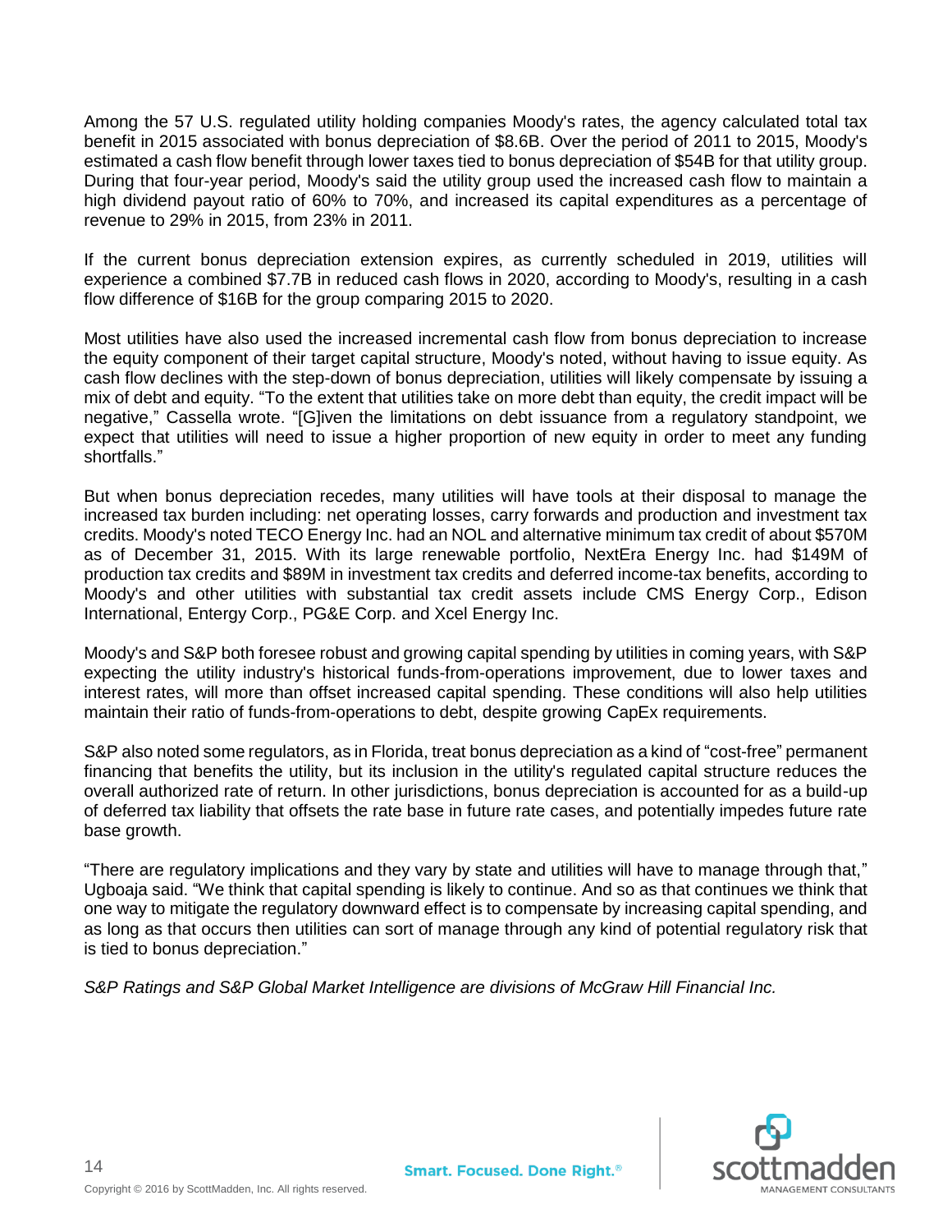Among the 57 U.S. regulated utility holding companies Moody's rates, the agency calculated total tax benefit in 2015 associated with bonus depreciation of $8.6B. Over the period of 2011 to 2015, Moody's estimated a cash flow benefit through lower taxes tied to bonus depreciation of $54B for that utility group. During that four-year period, Moody's said the utility group used the increased cash flow to maintain a high dividend payout ratio of 60% to 70%, and increased its capital expenditures as a percentage of revenue to 29% in 2015, from 23% in 2011.

If the current bonus depreciation extension expires, as currently scheduled in 2019, utilities will experience a combined $7.7B in reduced cash flows in 2020, according to Moody's, resulting in a cash flow difference of $16B for the group comparing 2015 to 2020.

Most utilities have also used the increased incremental cash flow from bonus depreciation to increase the equity component of their target capital structure, Moody's noted, without having to issue equity. As cash flow declines with the step-down of bonus depreciation, utilities will likely compensate by issuing a mix of debt and equity. "To the extent that utilities take on more debt than equity, the credit impact will be negative," Cassella wrote. "[G]iven the limitations on debt issuance from a regulatory standpoint, we expect that utilities will need to issue a higher proportion of new equity in order to meet any funding shortfalls."

But when bonus depreciation recedes, many utilities will have tools at their disposal to manage the increased tax burden including: net operating losses, carry forwards and production and investment tax credits. Moody's noted TECO Energy Inc. had an NOL and alternative minimum tax credit of about $570M as of December 31, 2015. With its large renewable portfolio, NextEra Energy Inc. had $149M of production tax credits and $89M in investment tax credits and deferred income-tax benefits, according to Moody's and other utilities with substantial tax credit assets include CMS Energy Corp., Edison International, Entergy Corp., PG&E Corp. and Xcel Energy Inc.

Moody's and S&P both foresee robust and growing capital spending by utilities in coming years, with S&P expecting the utility industry's historical funds-from-operations improvement, due to lower taxes and interest rates, will more than offset increased capital spending. These conditions will also help utilities maintain their ratio of funds-from-operations to debt, despite growing CapEx requirements.

S&P also noted some regulators, as in Florida, treat bonus depreciation as a kind of "cost-free" permanent financing that benefits the utility, but its inclusion in the utility's regulated capital structure reduces the overall authorized rate of return. In other jurisdictions, bonus depreciation is accounted for as a build-up of deferred tax liability that offsets the rate base in future rate cases, and potentially impedes future rate base growth.

"There are regulatory implications and they vary by state and utilities will have to manage through that," Ugboaja said. "We think that capital spending is likely to continue. And so as that continues we think that one way to mitigate the regulatory downward effect is to compensate by increasing capital spending, and as long as that occurs then utilities can sort of manage through any kind of potential regulatory risk that is tied to bonus depreciation."

*S&P Ratings and S&P Global Market Intelligence are divisions of McGraw Hill Financial Inc.*